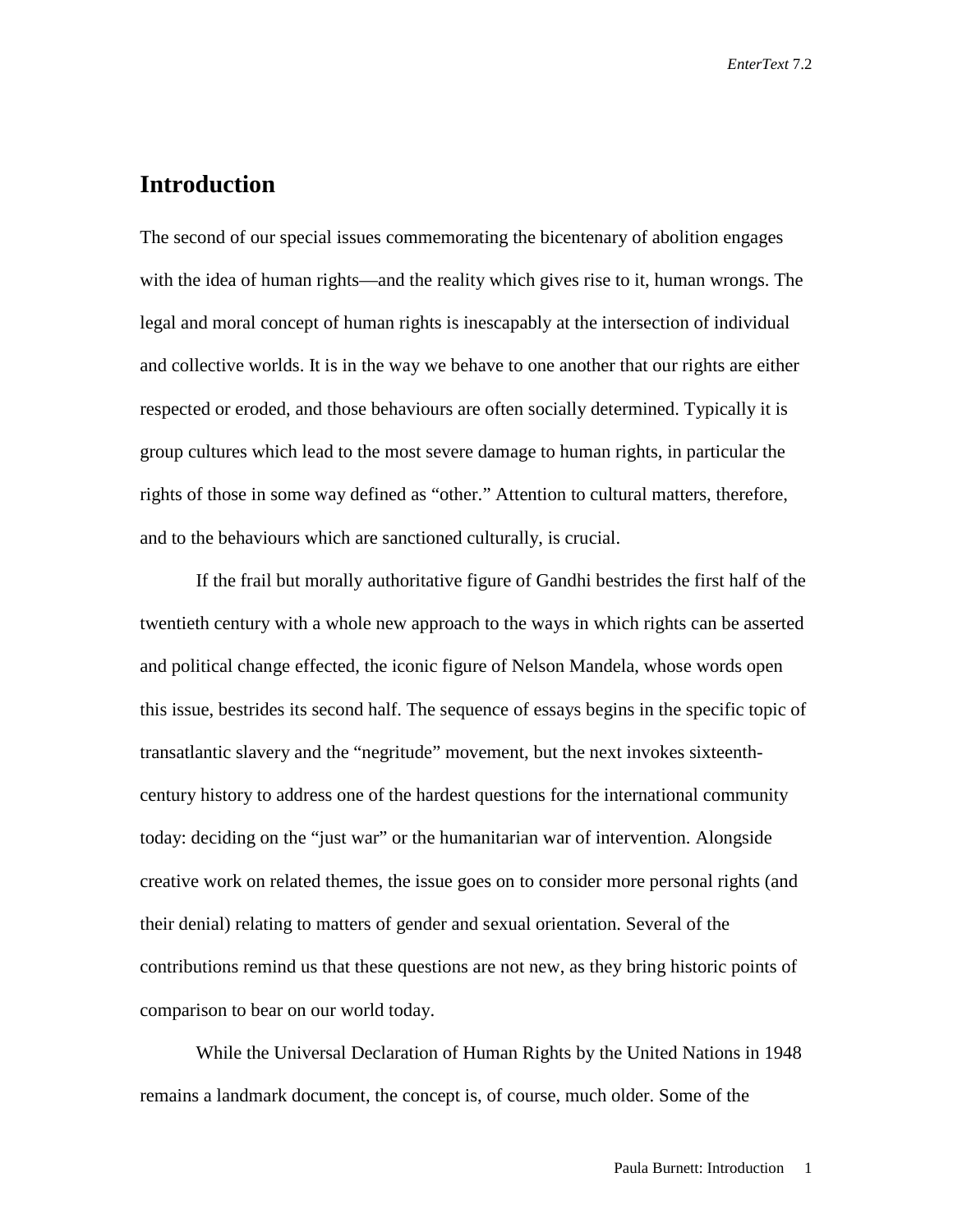## Introduction

The second of our special issues commemorating the bicentenary of abolition engages with the idea of human rights—and the reality which gives rise to it, human wrongs. The legal and moral concept of human rights is inescapably at the intersection of individual and collective worlds. It is in the way we behave to one another that our rights are either respected or eroded, and those behaviours are often socially determined. Typically it is group cultures which lead to the most severe damage to human rights, in particular the rights of those in some way defined as "other." Attention to cultural matters, therefore, and to the behaviours which are sanctioned culturally, is crucial.

If the frail but morally authoritative figure of Gandhi bestrides the first half of the twentieth century with a whole new approach to the ways in which rights can be asserted and political change effected, the iconic figure of Nelson Mandela, whose words open this issue, bestrides its second half. The sequence of essays begins in the specific topic of transatlantic slavery and the "negritude" movement, but the next invokes sixteenth-century history to address one of the hardest questions for the international community today: deciding on the "just war" or the humanitarian war of intervention. Alongside creative work on related themes, the issue goes on to consider more personal rights (and their denial) relating to matters of gender and sexual orientation. Several of the contributions remind us that these questions are not new, as they bring historic points of comparison to bear on our world today.

While the Universal Declaration of Human Rights by the United Nations in 1948 remains a landmark document, the concept is, of course, much older. Some of the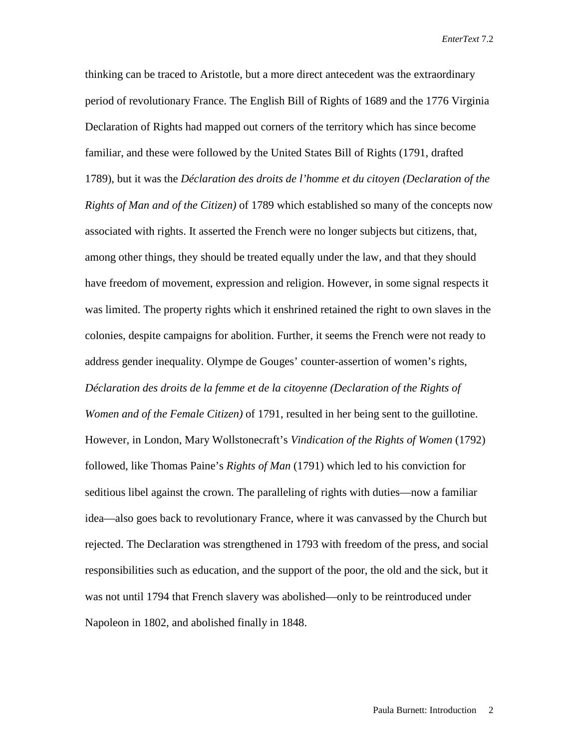thinking can be traced to Aristotle, but a more direct antecedent was the extraordinary period of revolutionary France. The English Bill of Rights of 1689 and the 1776 Virginia Declaration of Rights had mapped out corners of the territory which has since become familiar, and these were followed by the United States Bill of Rights (1791, drafted 1789), but it was the *Déclaration des droits de l'homme et du citoyen (Declaration of the Rights of Man and of the Citizen)* of 1789 which established so many of the concepts now associated with rights. It asserted the French were no longer subjects but citizens, that, among other things, they should be treated equally under the law, and that they should have freedom of movement, expression and religion. However, in some signal respects it was limited. The property rights which it enshrined retained the right to own slaves in the colonies, despite campaigns for abolition. Further, it seems the French were not ready to address gender inequality. Olympe de Gouges' counter-assertion of women's rights, *Déclaration des droits de la femme et de la citoyenne (Declaration of the Rights of Women and of the Female Citizen)* of 1791, resulted in her being sent to the guillotine. However, in London, Mary Wollstonecraft's *Vindication of the Rights of Women* (1792) followed, like Thomas Paine's *Rights of Man* (1791) which led to his conviction for seditious libel against the crown. The paralleling of rights with duties—now a familiar idea—also goes back to revolutionary France, where it was canvassed by the Church but rejected. The Declaration was strengthened in 1793 with freedom of the press, and social responsibilities such as education, and the support of the poor, the old and the sick, but it was not until 1794 that French slavery was abolished—only to be reintroduced under Napoleon in 1802, and abolished finally in 1848.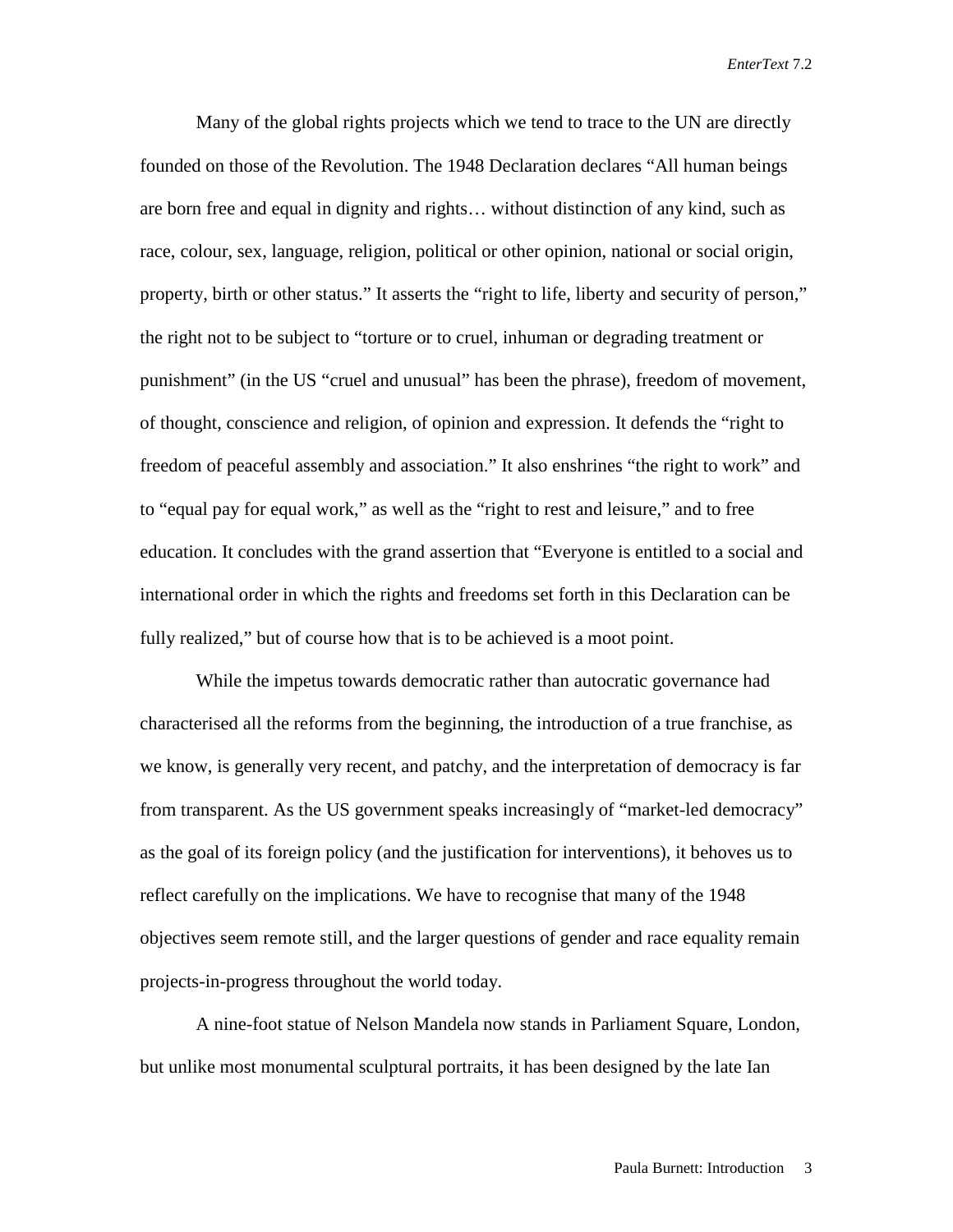Many of the global rights projects which we tend to trace to the UN are directly founded on those of the Revolution. The 1948 Declaration declares "All human beings are born free and equal in dignity and rights… without distinction of any kind, such as race, colour, sex, language, religion, political or other opinion, national or social origin, property, birth or other status." It asserts the "right to life, liberty and security of person," the right not to be subject to "torture or to cruel, inhuman or degrading treatment or punishment" (in the US "cruel and unusual" has been the phrase), freedom of movement, of thought, conscience and religion, of opinion and expression. It defends the "right to freedom of peaceful assembly and association." It also enshrines "the right to work" and to "equal pay for equal work," as well as the "right to rest and leisure," and to free education. It concludes with the grand assertion that "Everyone is entitled to a social and international order in which the rights and freedoms set forth in this Declaration can be fully realized," but of course how that is to be achieved is a moot point.

While the impetus towards democratic rather than autocratic governance had characterised all the reforms from the beginning, the introduction of a true franchise, as we know, is generally very recent, and patchy, and the interpretation of democracy is far from transparent. As the US government speaks increasingly of "market-led democracy" as the goal of its foreign policy (and the justification for interventions), it behoves us to reflect carefully on the implications. We have to recognise that many of the 1948 objectives seem remote still, and the larger questions of gender and race equality remain projects-in-progress throughout the world today.

A nine-foot statue of Nelson Mandela now stands in Parliament Square, London, but unlike most monumental sculptural portraits, it has been designed by the late Ian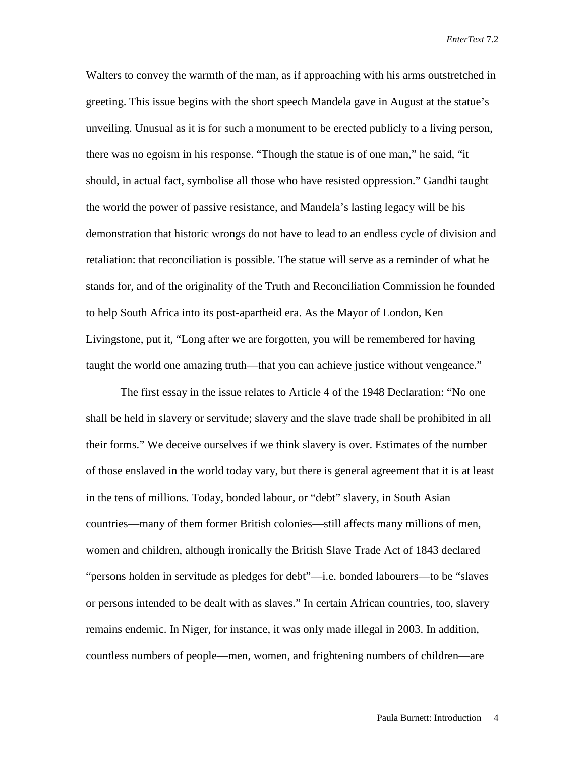Walters to convey the warmth of the man, as if approaching with his arms outstretched in greeting. This issue begins with the short speech Mandela gave in August at the statue's unveiling. Unusual as it is for such a monument to be erected publicly to a living person, there was no egoism in his response. "Though the statue is of one man," he said, "it should, in actual fact, symbolise all those who have resisted oppression." Gandhi taught the world the power of passive resistance, and Mandela's lasting legacy will be his demonstration that historic wrongs do not have to lead to an endless cycle of division and retaliation: that reconciliation is possible. The statue will serve as a reminder of what he stands for, and of the originality of the Truth and Reconciliation Commission he founded to help South Africa into its post-apartheid era. As the Mayor of London, Ken Livingstone, put it, "Long after we are forgotten, you will be remembered for having taught the world one amazing truth—that you can achieve justice without vengeance."

The first essay in the issue relates to Article 4 of the 1948 Declaration: "No one shall be held in slavery or servitude; slavery and the slave trade shall be prohibited in all their forms." We deceive ourselves if we think slavery is over. Estimates of the number of those enslaved in the world today vary, but there is general agreement that it is at least in the tens of millions. Today, bonded labour, or "debt" slavery, in South Asian countries—many of them former British colonies—still affects many millions of men, women and children, although ironically the British Slave Trade Act of 1843 declared "persons holden in servitude as pledges for debt"—i.e. bonded labourers—to be "slaves or persons intended to be dealt with as slaves." In certain African countries, too, slavery remains endemic. In Niger, for instance, it was only made illegal in 2003. In addition, countless numbers of people—men, women, and frightening numbers of children—are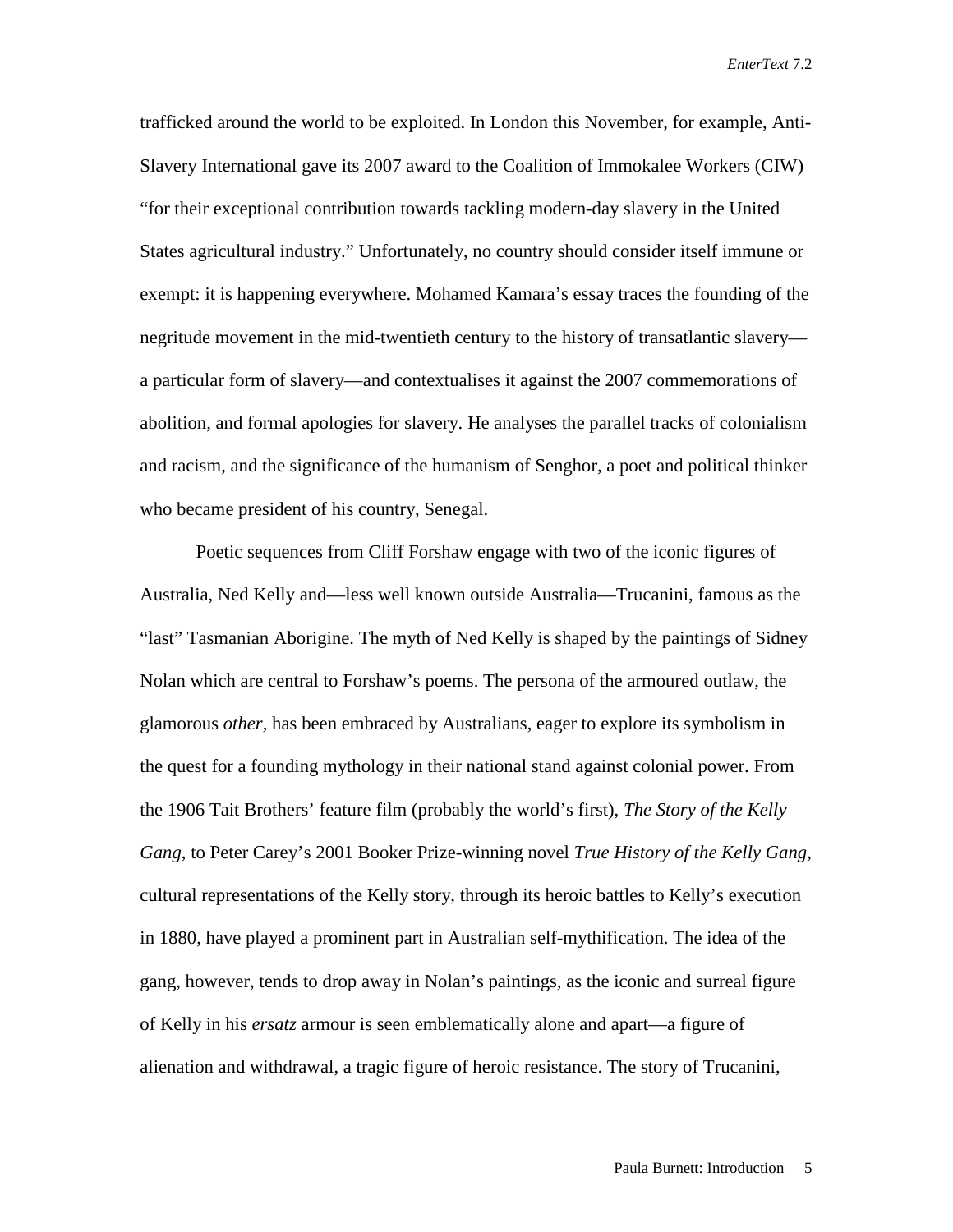trafficked around the world to be exploited. In London this November, for example, Anti-Slavery International gave its 2007 award to the Coalition of Immokalee Workers (CIW) "for their exceptional contribution towards tackling modern-day slavery in the United States agricultural industry." Unfortunately, no country should consider itself immune or exempt: it is happening everywhere. Mohamed Kamara's essay traces the founding of the negritude movement in the mid-twentieth century to the history of transatlantic slavery—a particular form of slavery—and contextualises it against the 2007 commemorations of abolition, and formal apologies for slavery. He analyses the parallel tracks of colonialism and racism, and the significance of the humanism of Senghor, a poet and political thinker who became president of his country, Senegal.

Poetic sequences from Cliff Forshaw engage with two of the iconic figures of Australia, Ned Kelly and—less well known outside Australia—Trucanini, famous as the "last" Tasmanian Aborigine. The myth of Ned Kelly is shaped by the paintings of Sidney Nolan which are central to Forshaw's poems. The persona of the armoured outlaw, the glamorous *other,* has been embraced by Australians, eager to explore its symbolism in the quest for a founding mythology in their national stand against colonial power. From the 1906 Tait Brothers' feature film (probably the world's first), *The Story of the Kelly Gang,* to Peter Carey's 2001 Booker Prize-winning novel *True History of the Kelly Gang,* cultural representations of the Kelly story, through its heroic battles to Kelly's execution in 1880, have played a prominent part in Australian self-mythification. The idea of the gang, however, tends to drop away in Nolan's paintings, as the iconic and surreal figure of Kelly in his *ersatz* armour is seen emblematically alone and apart—a figure of alienation and withdrawal, a tragic figure of heroic resistance. The story of Trucanini,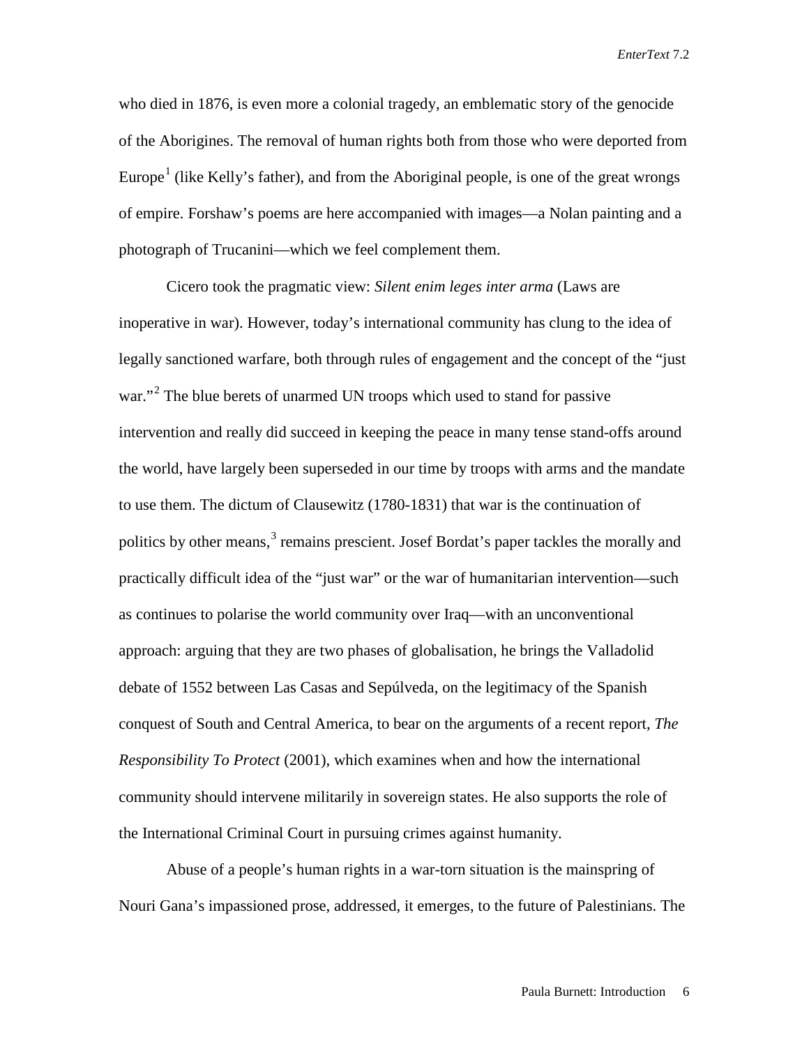who died in 1876, is even more a colonial tragedy, an emblematic story of the genocide of the Aborigines. The removal of human rights both from those who were deported from Europe[1] (like Kelly's father), and from the Aboriginal people, is one of the great wrongs of empire. Forshaw's poems are here accompanied with images—a Nolan painting and a photograph of Trucanini—which we feel complement them.

Cicero took the pragmatic view: *Silent enim leges inter arma* (Laws are inoperative in war). However, today's international community has clung to the idea of legally sanctioned warfare, both through rules of engagement and the concept of the "just war."[2] The blue berets of unarmed UN troops which used to stand for passive intervention and really did succeed in keeping the peace in many tense stand-offs around the world, have largely been superseded in our time by troops with arms and the mandate to use them. The dictum of Clausewitz (1780-1831) that war is the continuation of politics by other means,[3] remains prescient. Josef Bordat's paper tackles the morally and practically difficult idea of the "just war" or the war of humanitarian intervention—such as continues to polarise the world community over Iraq—with an unconventional approach: arguing that they are two phases of globalisation, he brings the Valladolid debate of 1552 between Las Casas and Sepúlveda, on the legitimacy of the Spanish conquest of South and Central America, to bear on the arguments of a recent report, *The Responsibility To Protect* (2001), which examines when and how the international community should intervene militarily in sovereign states. He also supports the role of the International Criminal Court in pursuing crimes against humanity.

Abuse of a people's human rights in a war-torn situation is the mainspring of Nouri Gana's impassioned prose, addressed, it emerges, to the future of Palestinians. The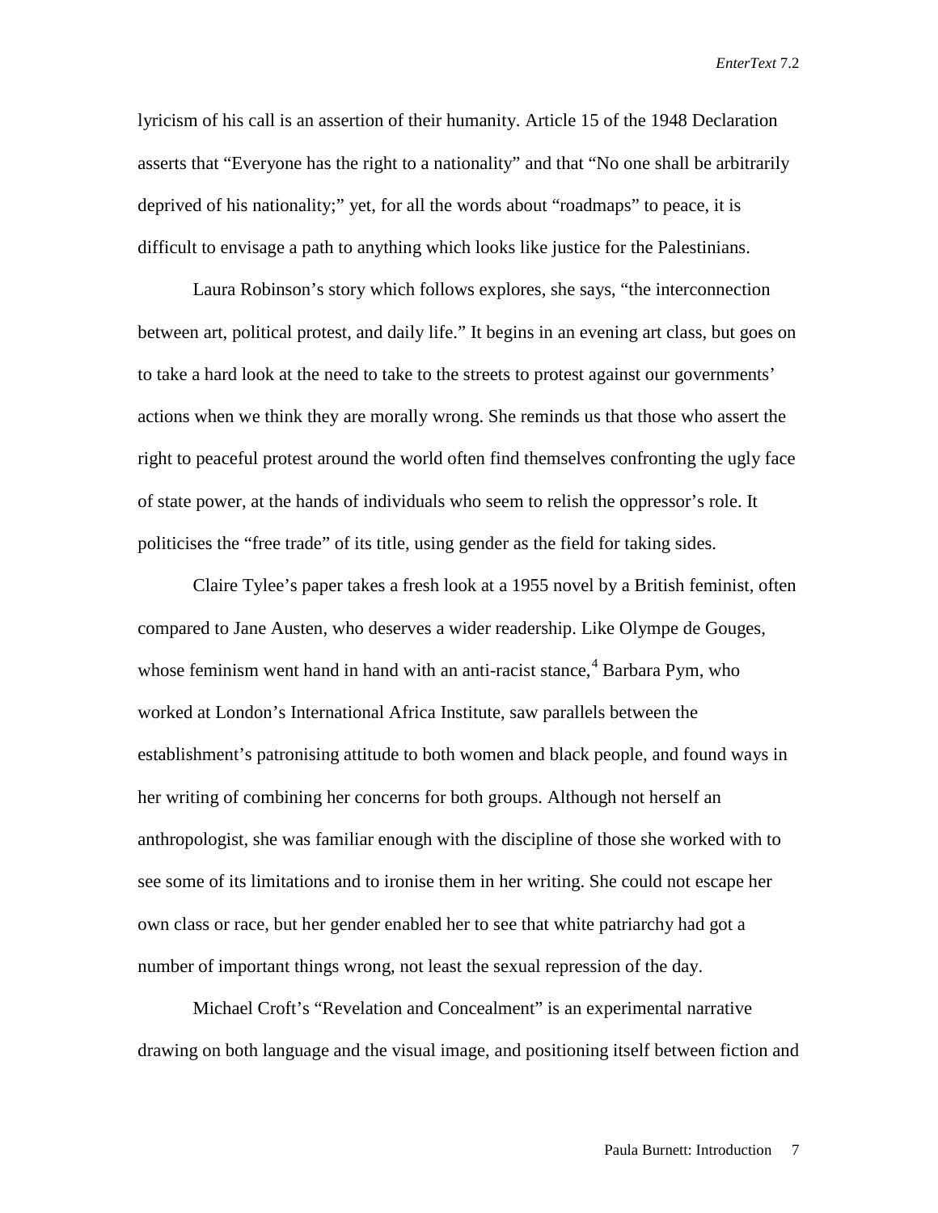lyricism of his call is an assertion of their humanity. Article 15 of the 1948 Declaration asserts that "Everyone has the right to a nationality" and that "No one shall be arbitrarily deprived of his nationality;" yet, for all the words about "roadmaps" to peace, it is difficult to envisage a path to anything which looks like justice for the Palestinians.

Laura Robinson's story which follows explores, she says, "the interconnection between art, political protest, and daily life." It begins in an evening art class, but goes on to take a hard look at the need to take to the streets to protest against our governments' actions when we think they are morally wrong. She reminds us that those who assert the right to peaceful protest around the world often find themselves confronting the ugly face of state power, at the hands of individuals who seem to relish the oppressor's role. It politicises the "free trade" of its title, using gender as the field for taking sides.

Claire Tylee's paper takes a fresh look at a 1955 novel by a British feminist, often compared to Jane Austen, who deserves a wider readership. Like Olympe de Gouges, whose feminism went hand in hand with an anti-racist stance,[4] Barbara Pym, who worked at London's International Africa Institute, saw parallels between the establishment's patronising attitude to both women and black people, and found ways in her writing of combining her concerns for both groups. Although not herself an anthropologist, she was familiar enough with the discipline of those she worked with to see some of its limitations and to ironise them in her writing. She could not escape her own class or race, but her gender enabled her to see that white patriarchy had got a number of important things wrong, not least the sexual repression of the day.

Michael Croft's "Revelation and Concealment" is an experimental narrative drawing on both language and the visual image, and positioning itself between fiction and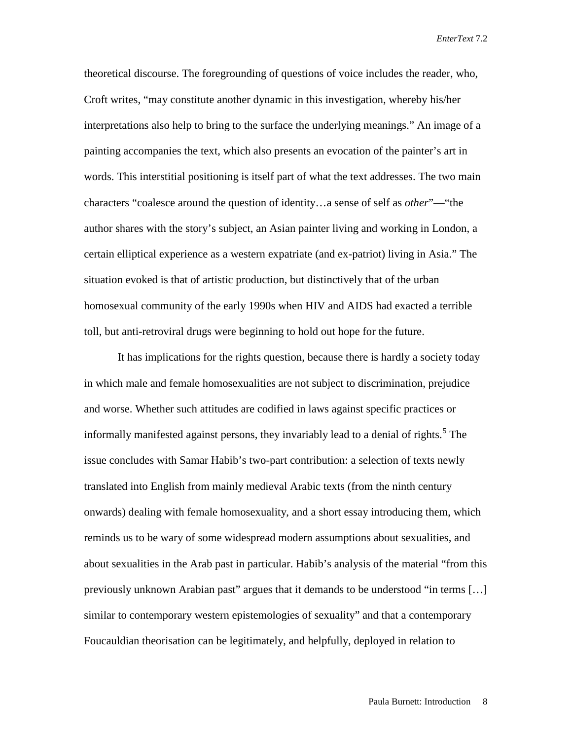theoretical discourse. The foregrounding of questions of voice includes the reader, who, Croft writes, "may constitute another dynamic in this investigation, whereby his/her interpretations also help to bring to the surface the underlying meanings." An image of a painting accompanies the text, which also presents an evocation of the painter's art in words. This interstitial positioning is itself part of what the text addresses. The two main characters "coalesce around the question of identity…a sense of self as *other*"—"the author shares with the story's subject, an Asian painter living and working in London, a certain elliptical experience as a western expatriate (and ex-patriot) living in Asia." The situation evoked is that of artistic production, but distinctively that of the urban homosexual community of the early 1990s when HIV and AIDS had exacted a terrible toll, but anti-retroviral drugs were beginning to hold out hope for the future.

It has implications for the rights question, because there is hardly a society today in which male and female homosexualities are not subject to discrimination, prejudice and worse. Whether such attitudes are codified in laws against specific practices or informally manifested against persons, they invariably lead to a denial of rights.[5] The issue concludes with Samar Habib's two-part contribution: a selection of texts newly translated into English from mainly medieval Arabic texts (from the ninth century onwards) dealing with female homosexuality, and a short essay introducing them, which reminds us to be wary of some widespread modern assumptions about sexualities, and about sexualities in the Arab past in particular. Habib's analysis of the material "from this previously unknown Arabian past" argues that it demands to be understood "in terms […] similar to contemporary western epistemologies of sexuality" and that a contemporary Foucauldian theorisation can be legitimately, and helpfully, deployed in relation to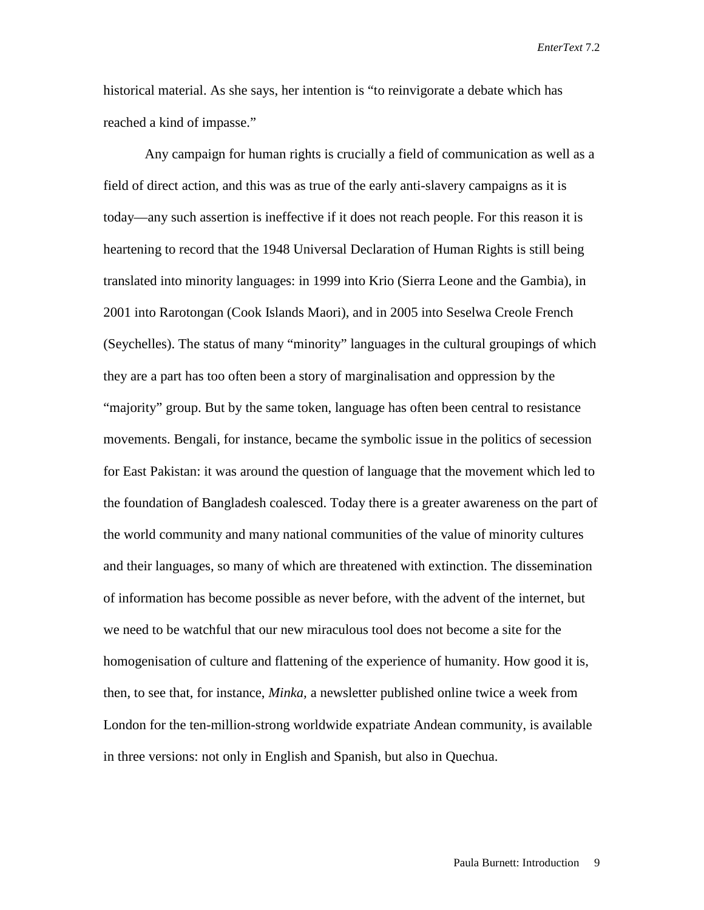historical material. As she says, her intention is "to reinvigorate a debate which has reached a kind of impasse."

Any campaign for human rights is crucially a field of communication as well as a field of direct action, and this was as true of the early anti-slavery campaigns as it is today—any such assertion is ineffective if it does not reach people. For this reason it is heartening to record that the 1948 Universal Declaration of Human Rights is still being translated into minority languages: in 1999 into Krio (Sierra Leone and the Gambia), in 2001 into Rarotongan (Cook Islands Maori), and in 2005 into Seselwa Creole French (Seychelles). The status of many "minority" languages in the cultural groupings of which they are a part has too often been a story of marginalisation and oppression by the "majority" group. But by the same token, language has often been central to resistance movements. Bengali, for instance, became the symbolic issue in the politics of secession for East Pakistan: it was around the question of language that the movement which led to the foundation of Bangladesh coalesced. Today there is a greater awareness on the part of the world community and many national communities of the value of minority cultures and their languages, so many of which are threatened with extinction. The dissemination of information has become possible as never before, with the advent of the internet, but we need to be watchful that our new miraculous tool does not become a site for the homogenisation of culture and flattening of the experience of humanity. How good it is, then, to see that, for instance, *Minka*, a newsletter published online twice a week from London for the ten-million-strong worldwide expatriate Andean community, is available in three versions: not only in English and Spanish, but also in Quechua.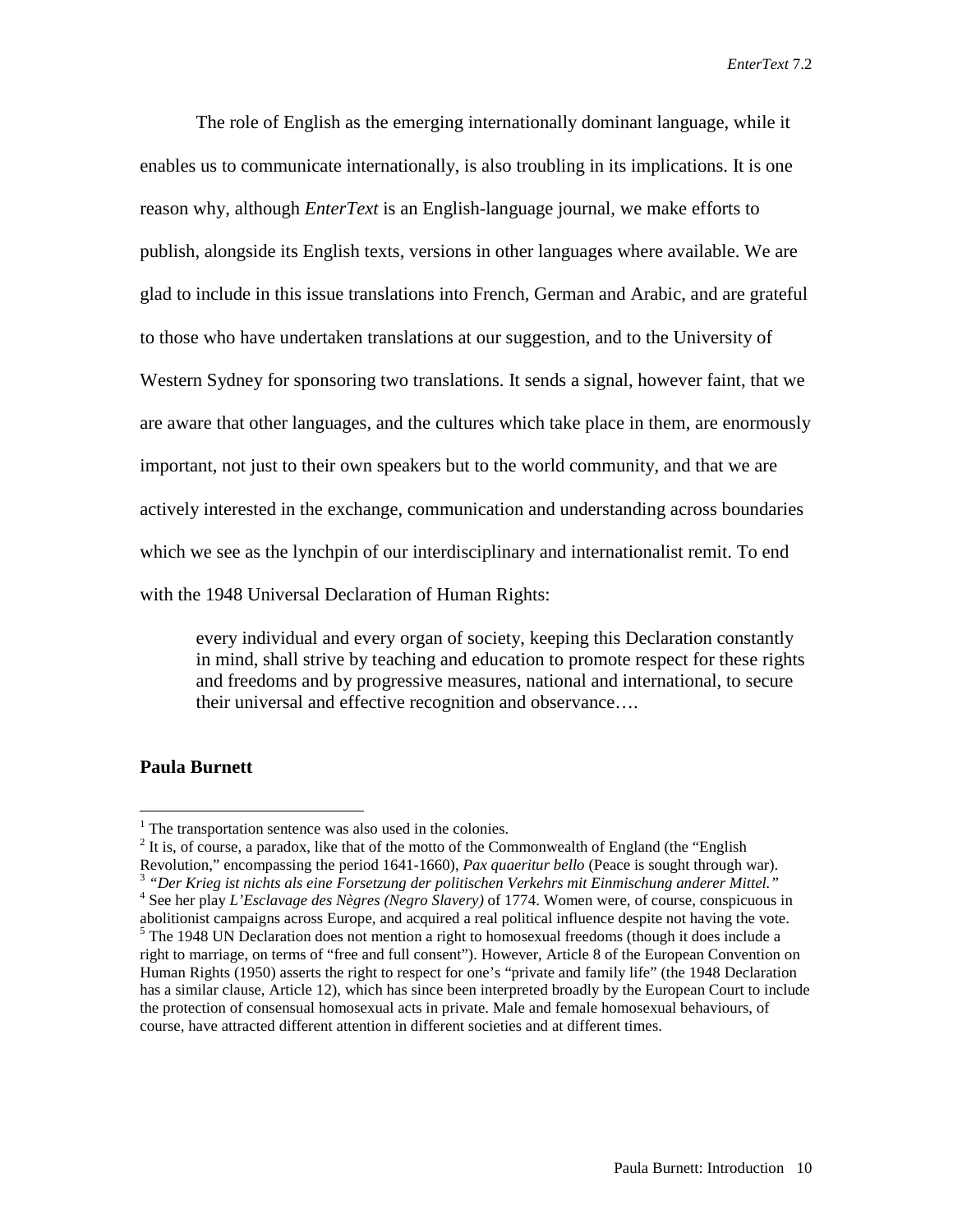The role of English as the emerging internationally dominant language, while it enables us to communicate internationally, is also troubling in its implications. It is one reason why, although *EnterText* is an English-language journal, we make efforts to publish, alongside its English texts, versions in other languages where available. We are glad to include in this issue translations into French, German and Arabic, and are grateful to those who have undertaken translations at our suggestion, and to the University of Western Sydney for sponsoring two translations. It sends a signal, however faint, that we are aware that other languages, and the cultures which take place in them, are enormously important, not just to their own speakers but to the world community, and that we are actively interested in the exchange, communication and understanding across boundaries which we see as the lynchpin of our interdisciplinary and internationalist remit. To end with the 1948 Universal Declaration of Human Rights:

> every individual and every organ of society, keeping this Declaration constantly in mind, shall strive by teaching and education to promote respect for these rights and freedoms and by progressive measures, national and international, to secure their universal and effective recognition and observance….

**Paula Burnett**

---

[1] The transportation sentence was also used in the colonies.

[2] It is, of course, a paradox, like that of the motto of the Commonwealth of England (the "English Revolution," encompassing the period 1641-1660), *Pax quaeritur bello* (Peace is sought through war).

[3] *"Der Krieg ist nichts als eine Forsetzung der politischen Verkehrs mit Einmischung anderer Mittel."*

[4] See her play *L'Esclavage des Nègres (Negro Slavery)* of 1774. Women were, of course, conspicuous in abolitionist campaigns across Europe, and acquired a real political influence despite not having the vote.

[5] The 1948 UN Declaration does not mention a right to homosexual freedoms (though it does include a right to marriage, on terms of "free and full consent"). However, Article 8 of the European Convention on Human Rights (1950) asserts the right to respect for one's "private and family life" (the 1948 Declaration has a similar clause, Article 12), which has since been interpreted broadly by the European Court to include the protection of consensual homosexual acts in private. Male and female homosexual behaviours, of course, have attracted different attention in different societies and at different times.